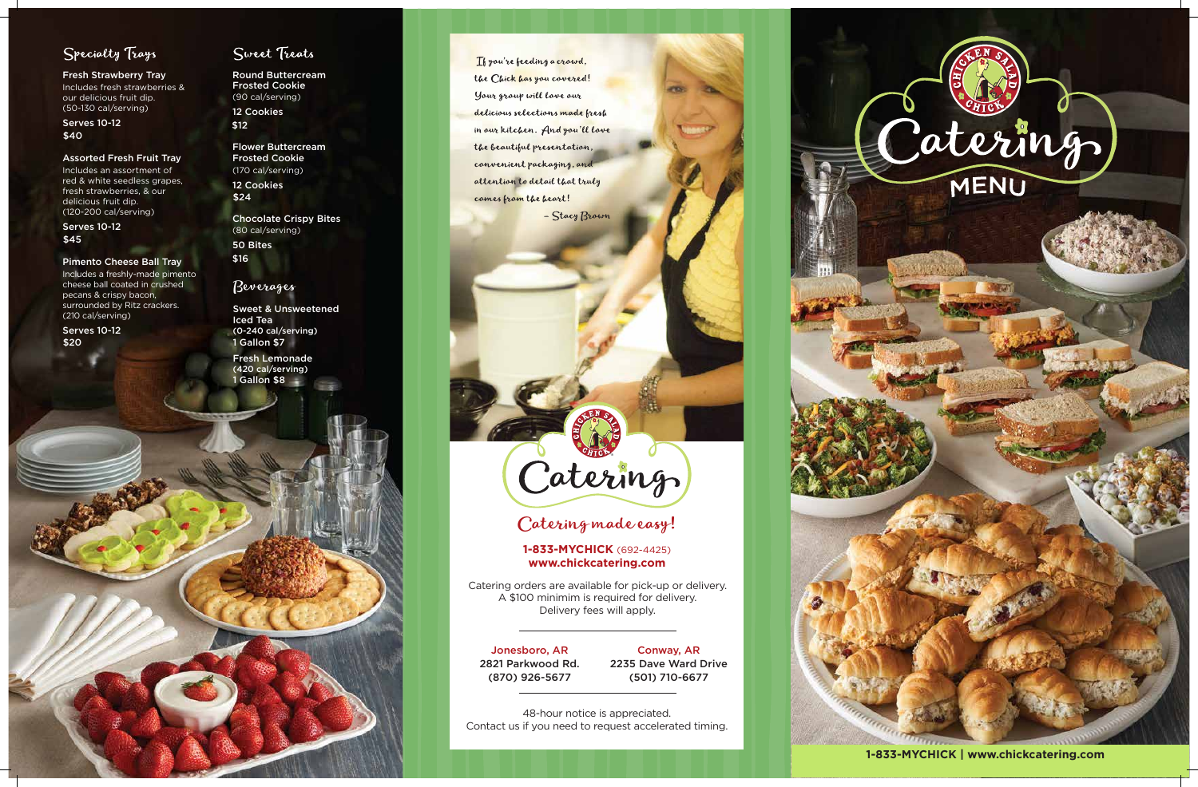## Specialty Trays

**Fresh Strawberry Tray**
Includes fresh strawberries & our delicious fruit dip.
(50-130 cal/serving)

**Serves 10-12**
**$40**

**Assorted Fresh Fruit Tray**
Includes an assortment of red & white seedless grapes, fresh strawberries, & our delicious fruit dip.
(120-200 cal/serving)

**Serves 10-12**
**$45**

**Pimento Cheese Ball Tray**
Includes a freshly-made pimento cheese ball coated in crushed pecans & crispy bacon, surrounded by Ritz crackers.
(210 cal/serving)

**Serves 10-12**
**$20**

## Sweet Treats

**Round Buttercream Frosted Cookie**
(90 cal/serving)

**12 Cookies**
**$12**

**Flower Buttercream Frosted Cookie**
(170 cal/serving)

**12 Cookies**
**$24**

**Chocolate Crispy Bites**
(80 cal/serving)

**50 Bites**
**$16**

## Beverages

**Sweet & Unsweetened Iced Tea**
**(0-240 cal/serving)**
**1 Gallon $7**

**Fresh Lemonade**
**(420 cal/serving)**
**1 Gallon $8**

*If you're feeding a crowd, the Chick has you covered! Your group will love our delicious selections made fresh in our kitchen. And you'll love the beautiful presentation, convenient packaging, and attention to detail that truly comes from the heart!*

*– Stacy Brown*

# Catering

*Catering made easy!*

**1-833-MYCHICK** (692-4425)
**www.chickcatering.com**

Catering orders are available for pick-up or delivery. A $100 minimim is required for delivery. Delivery fees will apply.

**Jonesboro, AR**
2821 Parkwood Rd.
(870) 926-5677

**Conway, AR**
2235 Dave Ward Drive
(501) 710-6677

48-hour notice is appreciated.
Contact us if you need to request accelerated timing.

# Chicken Salad Chick Catering MENU

**1-833-MYCHICK | www.chickcatering.com**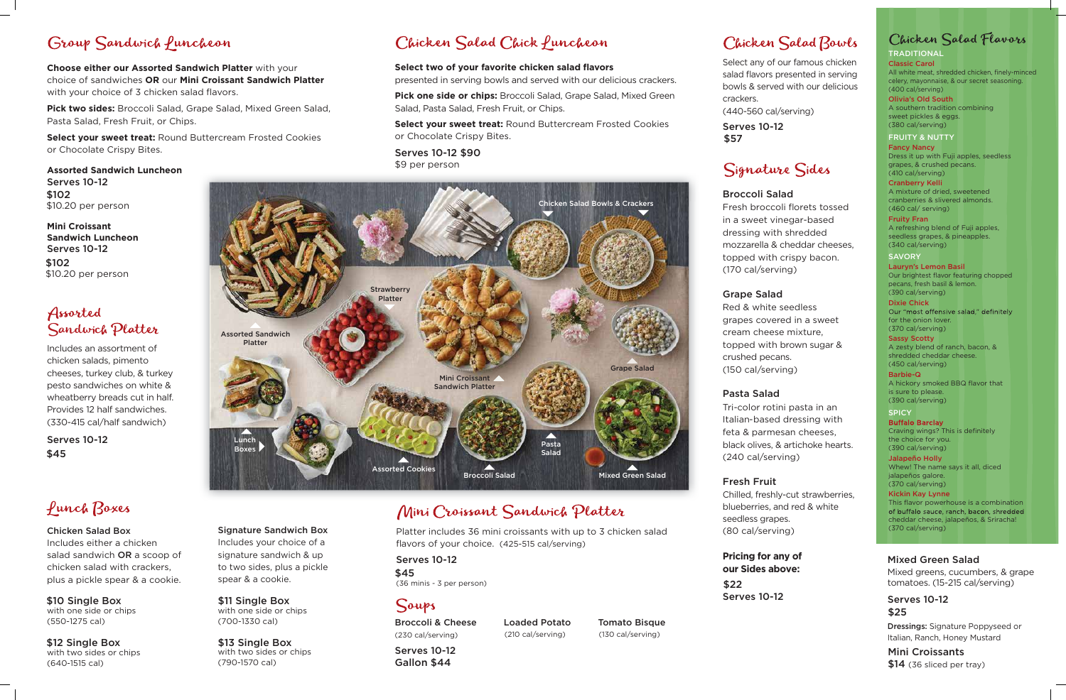## Group Sandwich Luncheon

**Choose either our Assorted Sandwich Platter** with your choice of sandwiches **OR** our **Mini Croissant Sandwich Platter** with your choice of 3 chicken salad flavors.

**Pick two sides:** Broccoli Salad, Grape Salad, Mixed Green Salad, Pasta Salad, Fresh Fruit, or Chips.

**Select your sweet treat:** Round Buttercream Frosted Cookies or Chocolate Crispy Bites.

**Assorted Sandwich Luncheon**
Serves 10-12
$102
$10.20 per person

**Mini Croissant Sandwich Luncheon**
Serves 10-12
$102
$10.20 per person

## Assorted Sandwich Platter

Includes an assortment of chicken salads, pimento cheeses, turkey club, & turkey pesto sandwiches on white & wheatberry breads cut in half. Provides 12 half sandwiches. (330-415 cal/half sandwich)

Serves 10-12
$45

## Lunch Boxes

**Chicken Salad Box**
Includes either a chicken salad sandwich **OR** a scoop of chicken salad with crackers, plus a pickle spear & a cookie.

**$10 Single Box**
with one side or chips
(550-1275 cal)

**$12 Single Box**
with two sides or chips
(640-1515 cal)

**Signature Sandwich Box**
Includes your choice of a signature sandwich & up to two sides, plus a pickle spear & a cookie.

**$11 Single Box**
with one side or chips
(700-1330 cal)

**$13 Single Box**
with two sides or chips
(790-1570 cal)

## Chicken Salad Chick Luncheon

**Select two of your favorite chicken salad flavors** presented in serving bowls and served with our delicious crackers.

**Pick one side or chips:** Broccoli Salad, Grape Salad, Mixed Green Salad, Pasta Salad, Fresh Fruit, or Chips.

**Select your sweet treat:** Round Buttercream Frosted Cookies or Chocolate Crispy Bites.

Serves 10-12 $90
$9 per person

Chicken Salad Bowls & Crackers
Strawberry Platter
Assorted Sandwich Platter
Mini Croissant Sandwich Platter
Grape Salad
Lunch Boxes
Pasta Salad
Assorted Cookies
Broccoli Salad
Mixed Green Salad

## Mini Croissant Sandwich Platter

Platter includes 36 mini croissants with up to 3 chicken salad flavors of your choice. (425-515 cal/serving)

Serves 10-12
$45
(36 minis - 3 per person)

## Soups

**Broccoli & Cheese** (230 cal/serving)
**Loaded Potato** (210 cal/serving)
**Tomato Bisque** (130 cal/serving)

Serves 10-12
Gallon $44

## Chicken Salad Bowls

Select any of our famous chicken salad flavors presented in serving bowls & served with our delicious crackers.
(440-560 cal/serving)

Serves 10-12
$57

## Signature Sides

**Broccoli Salad**
Fresh broccoli florets tossed in a sweet vinegar-based dressing with shredded mozzarella & cheddar cheeses, topped with crispy bacon.
(170 cal/serving)

**Grape Salad**
Red & white seedless grapes covered in a sweet cream cheese mixture, topped with brown sugar & crushed pecans.
(150 cal/serving)

**Pasta Salad**
Tri-color rotini pasta in an Italian-based dressing with feta & parmesan cheeses, black olives, & artichoke hearts.
(240 cal/serving)

**Fresh Fruit**
Chilled, freshly-cut strawberries, blueberries, and red & white seedless grapes.
(80 cal/serving)

**Pricing for any of our Sides above:**
$22
Serves 10-12

## Chicken Salad Flavors

### TRADITIONAL

**Classic Carol**
All white meat, shredded chicken, finely-minced celery, mayonnaise, & our secret seasoning.
(400 cal/serving)

**Olivia's Old South**
A southern tradition combining sweet pickles & eggs.
(380 cal/serving)

### FRUITY & NUTTY

**Fancy Nancy**
Dress it up with Fuji apples, seedless grapes, & crushed pecans.
(410 cal/serving)

**Cranberry Kelli**
A mixture of dried, sweetened cranberries & slivered almonds.
(460 cal/ serving)

**Fruity Fran**
A refreshing blend of Fuji apples, seedless grapes, & pineapples.
(340 cal/serving)

### SAVORY

**Lauryn's Lemon Basil**
Our brightest flavor featuring chopped pecans, fresh basil & lemon.
(390 cal/serving)

**Dixie Chick**
Our "most offensive salad," definitely for the onion lover.
(370 cal/serving)

**Sassy Scotty**
A zesty blend of ranch, bacon, & shredded cheddar cheese.
(450 cal/serving)

**Barbie-Q**
A hickory smoked BBQ flavor that is sure to please.
(390 cal/serving)

### SPICY

**Buffalo Barclay**
Craving wings? This is definitely the choice for you.
(390 cal/serving)

**Jalapeño Holly**
Whew! The name says it all, diced jalapeños galore.
(370 cal/serving)

**Kickin Kay Lynne**
This flavor powerhouse is a combination of buffalo sauce, ranch, bacon, shredded cheddar cheese, jalapeños, & Sriracha!
(370 cal/serving)

**Mixed Green Salad**
Mixed greens, cucumbers, & grape tomatoes. (15-215 cal/serving)

Serves 10-12
$25

**Dressings:** Signature Poppyseed or Italian, Ranch, Honey Mustard

**Mini Croissants**
$14 (36 sliced per tray)